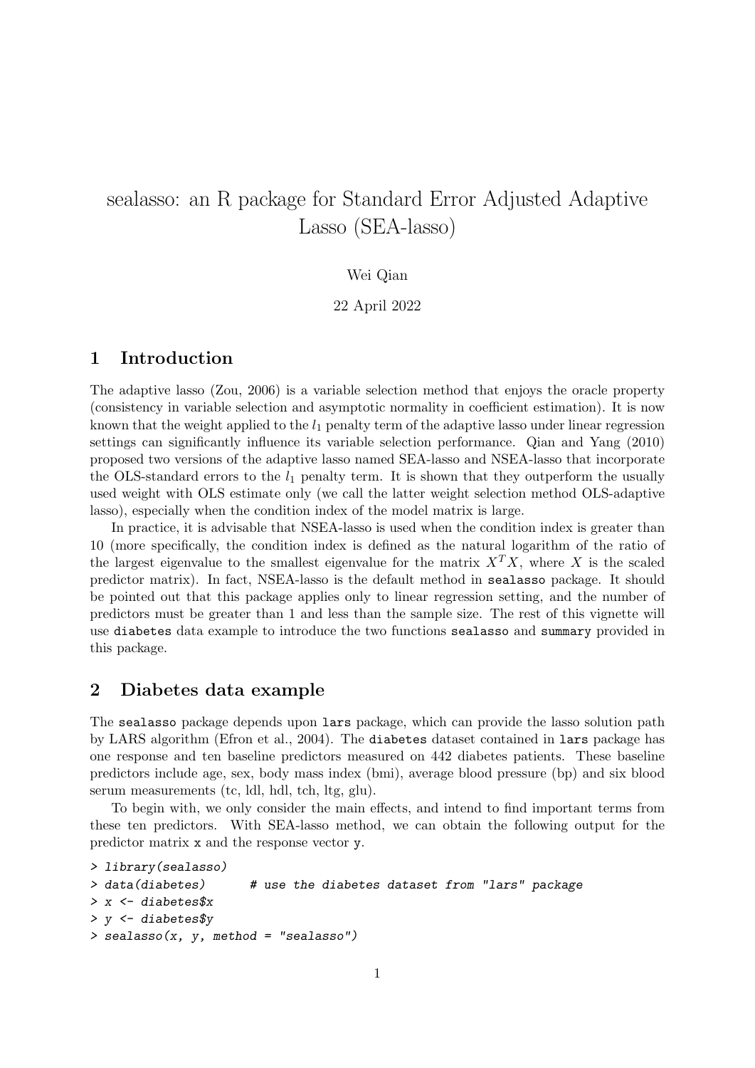# sealasso: an R package for Standard Error Adjusted Adaptive Lasso (SEA-lasso)

Wei Qian

22 April 2022

## 1 Introduction

The adaptive lasso (Zou, 2006) is a variable selection method that enjoys the oracle property (consistency in variable selection and asymptotic normality in coefficient estimation). It is now known that the weight applied to the $l_1$ penalty term of the adaptive lasso under linear regression settings can significantly influence its variable selection performance. Qian and Yang (2010) proposed two versions of the adaptive lasso named SEA-lasso and NSEA-lasso that incorporate the OLS-standard errors to the $l_1$ penalty term. It is shown that they outperform the usually used weight with OLS estimate only (we call the latter weight selection method OLS-adaptive lasso), especially when the condition index of the model matrix is large.

In practice, it is advisable that NSEA-lasso is used when the condition index is greater than 10 (more specifically, the condition index is defined as the natural logarithm of the ratio of the largest eigenvalue to the smallest eigenvalue for the matrix $X^T X$, where $X$ is the scaled predictor matrix). In fact, NSEA-lasso is the default method in `sealasso` package. It should be pointed out that this package applies only to linear regression setting, and the number of predictors must be greater than 1 and less than the sample size. The rest of this vignette will use `diabetes` data example to introduce the two functions `sealasso` and `summary` provided in this package.

## 2 Diabetes data example

The `sealasso` package depends upon `lars` package, which can provide the lasso solution path by LARS algorithm (Efron et al., 2004). The `diabetes` dataset contained in `lars` package has one response and ten baseline predictors measured on 442 diabetes patients. These baseline predictors include age, sex, body mass index (bmi), average blood pressure (bp) and six blood serum measurements (tc, ldl, hdl, tch, ltg, glu).

To begin with, we only consider the main effects, and intend to find important terms from these ten predictors. With SEA-lasso method, we can obtain the following output for the predictor matrix `x` and the response vector `y`.

```
> library(sealasso)
> data(diabetes)       # use the diabetes dataset from "lars" package
> x <- diabetes$x
> y <- diabetes$y
> sealasso(x, y, method = "sealasso")
```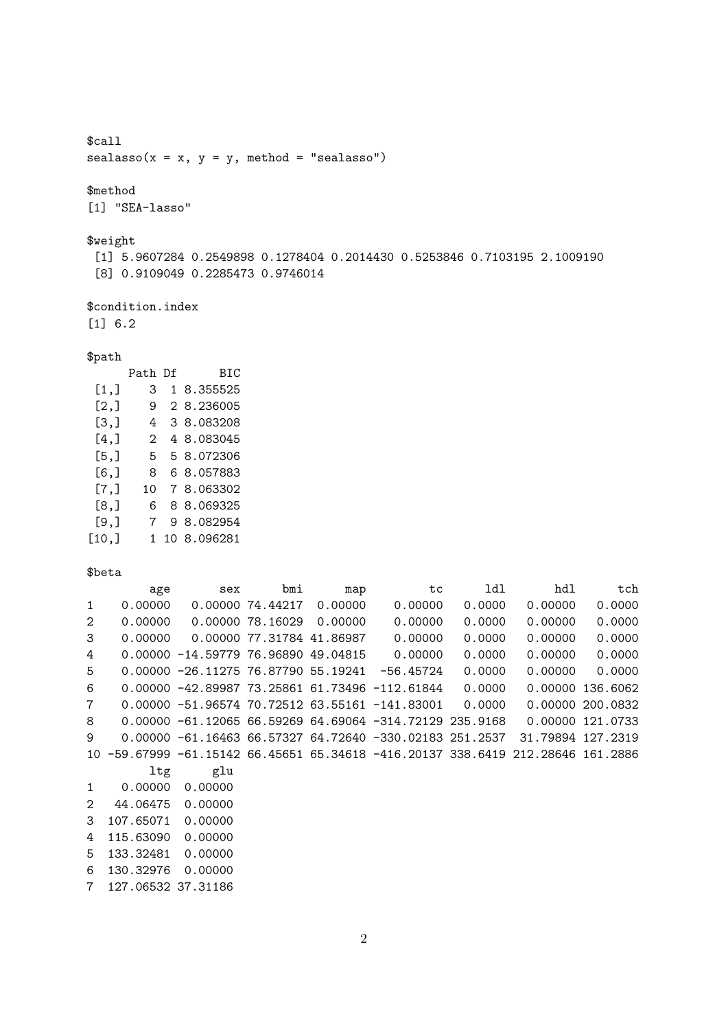```
$call
sealasso(x = x, y = y, method = "sealasso")

$method
[1] "SEA-lasso"

$weight
 [1] 5.9607284 0.2549898 0.1278404 0.2014430 0.5253846 0.7103195 2.1009190
 [8] 0.9109049 0.2285473 0.9746014

$condition.index
[1] 6.2

$path
      Path Df      BIC
 [1,]    3  1 8.355525
 [2,]    9  2 8.236005
 [3,]    4  3 8.083208
 [4,]    2  4 8.083045
 [5,]    5  5 8.072306
 [6,]    8  6 8.057883
 [7,]   10  7 8.063302
 [8,]    6  8 8.069325
 [9,]    7  9 8.082954
[10,]    1 10 8.096281

$beta
        age       sex      bmi      map         tc      ldl       hdl      tch
1   0.00000   0.00000 74.44217  0.00000    0.00000   0.0000   0.00000   0.0000
2   0.00000   0.00000 78.16029  0.00000    0.00000   0.0000   0.00000   0.0000
3   0.00000   0.00000 77.31784 41.86987    0.00000   0.0000   0.00000   0.0000
4   0.00000 -14.59779 76.96890 49.04815    0.00000   0.0000   0.00000   0.0000
5   0.00000 -26.11275 76.87790 55.19241  -56.45724   0.0000   0.00000   0.0000
6   0.00000 -42.89987 73.25861 61.73496 -112.61844   0.0000   0.00000 136.6062
7   0.00000 -51.96574 70.72512 63.55161 -141.83001   0.0000   0.00000 200.0832
8   0.00000 -61.12065 66.59269 64.69064 -314.72129 235.9168   0.00000 121.0733
9   0.00000 -61.16463 66.57327 64.72640 -330.02183 251.2537  31.79894 127.2319
10 -59.67999 -61.15142 66.45651 65.34618 -416.20137 338.6419 212.28646 161.2886
         ltg      glu
1    0.00000  0.00000
2   44.06475  0.00000
3  107.65071  0.00000
4  115.63090  0.00000
5  133.32481  0.00000
6  130.32976  0.00000
7  127.06532 37.31186
```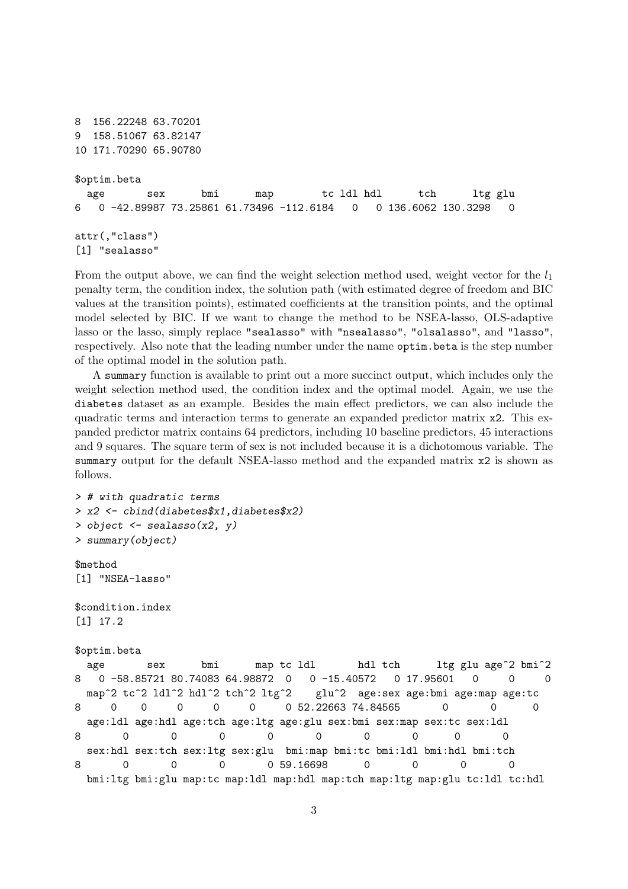```
8  156.22248 63.70201
9  158.51067 63.82147
10 171.70290 65.90780

$optim.beta
  age       sex      bmi      map        tc ldl hdl      tch      ltg glu
6   0 -42.89987 73.25861 61.73496 -112.6184   0   0 136.6062 130.3298   0

attr(,"class")
[1] "sealasso"
```

From the output above, we can find the weight selection method used, weight vector for the $l_1$ penalty term, the condition index, the solution path (with estimated degree of freedom and BIC values at the transition points), estimated coefficients at the transition points, and the optimal model selected by BIC. If we want to change the method to be NSEA-lasso, OLS-adaptive lasso or the lasso, simply replace "sealasso" with "nsealasso", "olsalasso", and "lasso", respectively. Also note that the leading number under the name optim.beta is the step number of the optimal model in the solution path.

A summary function is available to print out a more succinct output, which includes only the weight selection method used, the condition index and the optimal model. Again, we use the diabetes dataset as an example. Besides the main effect predictors, we can also include the quadratic terms and interaction terms to generate an expanded predictor matrix x2. This expanded predictor matrix contains 64 predictors, including 10 baseline predictors, 45 interactions and 9 squares. The square term of sex is not included because it is a dichotomous variable. The summary output for the default NSEA-lasso method and the expanded matrix x2 is shown as follows.

```
> # with quadratic terms
> x2 <- cbind(diabetes$x1,diabetes$x2)
> object <- sealasso(x2, y)
> summary(object)

$method
[1] "NSEA-lasso"

$condition.index
[1] 17.2

$optim.beta
  age       sex      bmi      map tc ldl       hdl tch      ltg glu age^2 bmi^2
8   0 -58.85721 80.74083 64.98872  0   0 -15.40572   0 17.95601   0     0     0
  map^2 tc^2 ldl^2 hdl^2 tch^2 ltg^2    glu^2  age:sex age:bmi age:map age:tc
8     0    0     0     0     0     0 52.22663 74.84565       0       0      0
  age:ldl age:hdl age:tch age:ltg age:glu sex:bmi sex:map sex:tc sex:ldl
8       0       0       0       0       0       0       0      0       0
  sex:hdl sex:tch sex:ltg sex:glu  bmi:map bmi:tc bmi:ldl bmi:hdl bmi:tch
8       0       0       0       0 59.16698      0       0       0       0
  bmi:ltg bmi:glu map:tc map:ldl map:hdl map:tch map:ltg map:glu tc:ldl tc:hdl
```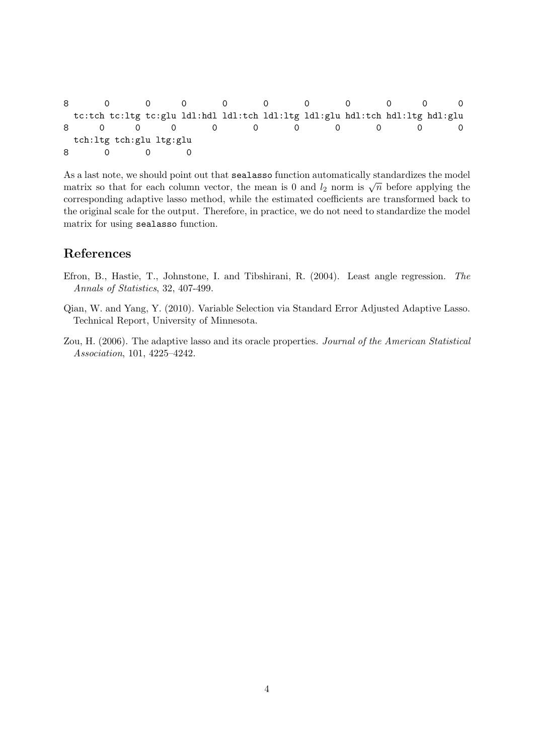```
8       0       0       0       0       0       0       0       0       0       0
  tc:tch tc:ltg tc:glu ldl:hdl ldl:tch ldl:ltg ldl:glu hdl:tch hdl:ltg hdl:glu
8      0      0      0       0       0       0       0       0       0       0
  tch:ltg tch:glu ltg:glu
8       0       0       0
```

As a last note, we should point out that `sealasso` function automatically standardizes the model matrix so that for each column vector, the mean is 0 and $l_2$ norm is $\sqrt{n}$ before applying the corresponding adaptive lasso method, while the estimated coefficients are transformed back to the original scale for the output. Therefore, in practice, we do not need to standardize the model matrix for using `sealasso` function.

## References

Efron, B., Hastie, T., Johnstone, I. and Tibshirani, R. (2004). Least angle regression. *The Annals of Statistics*, 32, 407-499.

Qian, W. and Yang, Y. (2010). Variable Selection via Standard Error Adjusted Adaptive Lasso. Technical Report, University of Minnesota.

Zou, H. (2006). The adaptive lasso and its oracle properties. *Journal of the American Statistical Association*, 101, 4225–4242.